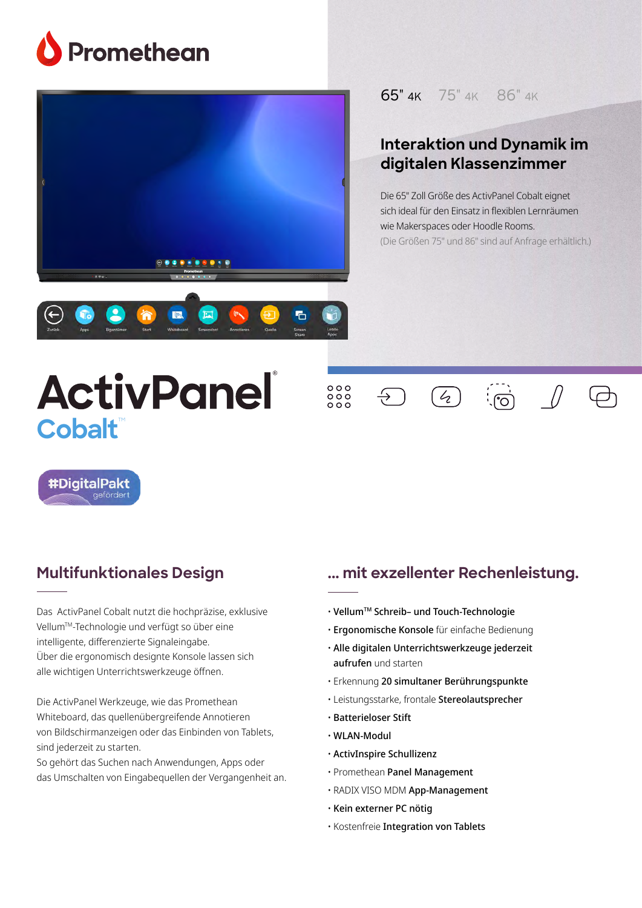# Promethean

65" 4K 75" 4K 86" 4K

## Interaktion und Dynamik im digitalen Klassenzimmer

Die 65" Zoll Größe des ActivPanel Cobalt eignet sich ideal für den Einsatz in flexiblen Lernräumen wie Makerspaces oder Hoodle Rooms.
(Die Größen 75" und 86" sind auf Anfrage erhältlich.)

# ActivPanel® Cobalt™

#DigitalPakt gefördert

## Multifunktionales Design

Das ActivPanel Cobalt nutzt die hochpräzise, exklusive Vellum™-Technologie und verfügt so über eine intelligente, differenzierte Signaleingabe.
Über die ergonomisch designte Konsole lassen sich alle wichtigen Unterrichtswerkzeuge öffnen.

Die ActivPanel Werkzeuge, wie das Promethean Whiteboard, das quellenübergreifende Annotieren von Bildschirmanzeigen oder das Einbinden von Tablets, sind jederzeit zu starten.
So gehört das Suchen nach Anwendungen, Apps oder das Umschalten von Eingabequellen der Vergangenheit an.

## ... mit exzellenter Rechenleistung.

- **Vellum™ Schreib– und Touch-Technologie**
- **Ergonomische Konsole** für einfache Bedienung
- **Alle digitalen Unterrichtswerkzeuge jederzeit aufrufen** und starten
- Erkennung **20 simultaner Berührungspunkte**
- Leistungsstarke, frontale **Stereolautsprecher**
- **Batterieloser Stift**
- **WLAN-Modul**
- **ActivInspire Schullizenz**
- Promethean **Panel Management**
- RADIX VISO MDM **App-Management**
- **Kein externer PC nötig**
- Kostenfreie **Integration von Tablets**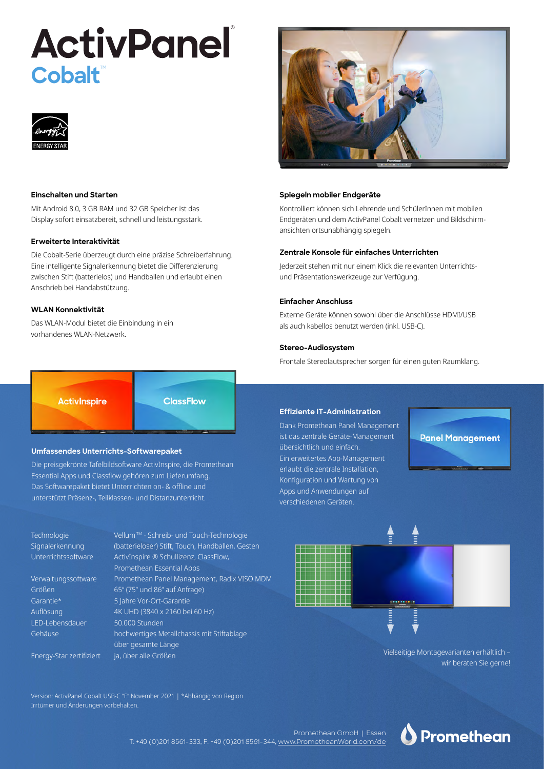# ActivPanel® Cobalt™

ENERGY STAR

### Einschalten und Starten

Mit Android 8.0, 3 GB RAM und 32 GB Speicher ist das Display sofort einsatzbereit, schnell und leistungsstark.

### Erweiterte Interaktivität

Die Cobalt-Serie überzeugt durch eine präzise Schreiberfahrung. Eine intelligente Signalerkennung bietet die Differenzierung zwischen Stift (batterielos) und Handballen und erlaubt einen Anschrieb bei Handabstützung.

### WLAN Konnektivität

Das WLAN-Modul bietet die Einbindung in ein vorhandenes WLAN-Netzwerk.

### Spiegeln mobiler Endgeräte

Kontrolliert können sich Lehrende und SchülerInnen mit mobilen Endgeräten und dem ActivPanel Cobalt vernetzen und Bildschirmansichten ortsunabhängig spiegeln.

### Zentrale Konsole für einfaches Unterrichten

Jederzeit stehen mit nur einem Klick die relevanten Unterrichts- und Präsentationswerkzeuge zur Verfügung.

### Einfacher Anschluss

Externe Geräte können sowohl über die Anschlüsse HDMI/USB als auch kabellos benutzt werden (inkl. USB-C).

### Stereo-Audiosystem

Frontale Stereolautsprecher sorgen für einen guten Raumklang.

ActivInspire ClassFlow

### Umfassendes Unterrichts-Softwarepaket

Die preisgekrönte Tafelbildsoftware ActivInspire, die Promethean Essential Apps und Classflow gehören zum Lieferumfang. Das Softwarepaket bietet Unterrichten on- & offline und unterstützt Präsenz-, Teilklassen- und Distanzunterricht.

### Effiziente IT-Administration

Dank Promethean Panel Management ist das zentrale Geräte-Management übersichtlich und einfach.
Ein erweitertes App-Management erlaubt die zentrale Installation, Konfiguration und Wartung von Apps und Anwendungen auf verschiedenen Geräten.

Panel Management

| | |
|---|---|
| Technologie | Vellum™ - Schreib- und Touch-Technologie |
| Signalerkennung | (batterieloser) Stift, Touch, Handballen, Gesten |
| Unterrichtssoftware | ActivInspire ® Schullizenz, ClassFlow, Promethean Essential Apps |
| Verwaltungssoftware | Promethean Panel Management, Radix VISO MDM |
| Größen | 65" (75" und 86" auf Anfrage) |
| Garantie* | 5 Jahre Vor-Ort-Garantie |
| Auflösung | 4K UHD (3840 x 2160 bei 60 Hz) |
| LED-Lebensdauer | 50.000 Stunden |
| Gehäuse | hochwertiges Metallchassis mit Stiftablage über gesamte Länge |
| Energy-Star zertifiziert | ja, über alle Größen |

Vielseitige Montagevarianten erhältlich – wir beraten Sie gerne!

Version: ActivPanel Cobalt USB-C "E" November 2021 | *Abhängig von Region
Irrtümer und Änderungen vorbehalten.

Promethean GmbH | Essen
T: +49 (0)201 8561-333, F: +49 (0)201 8561-344, www.PrometheanWorld.com/de

Promethean